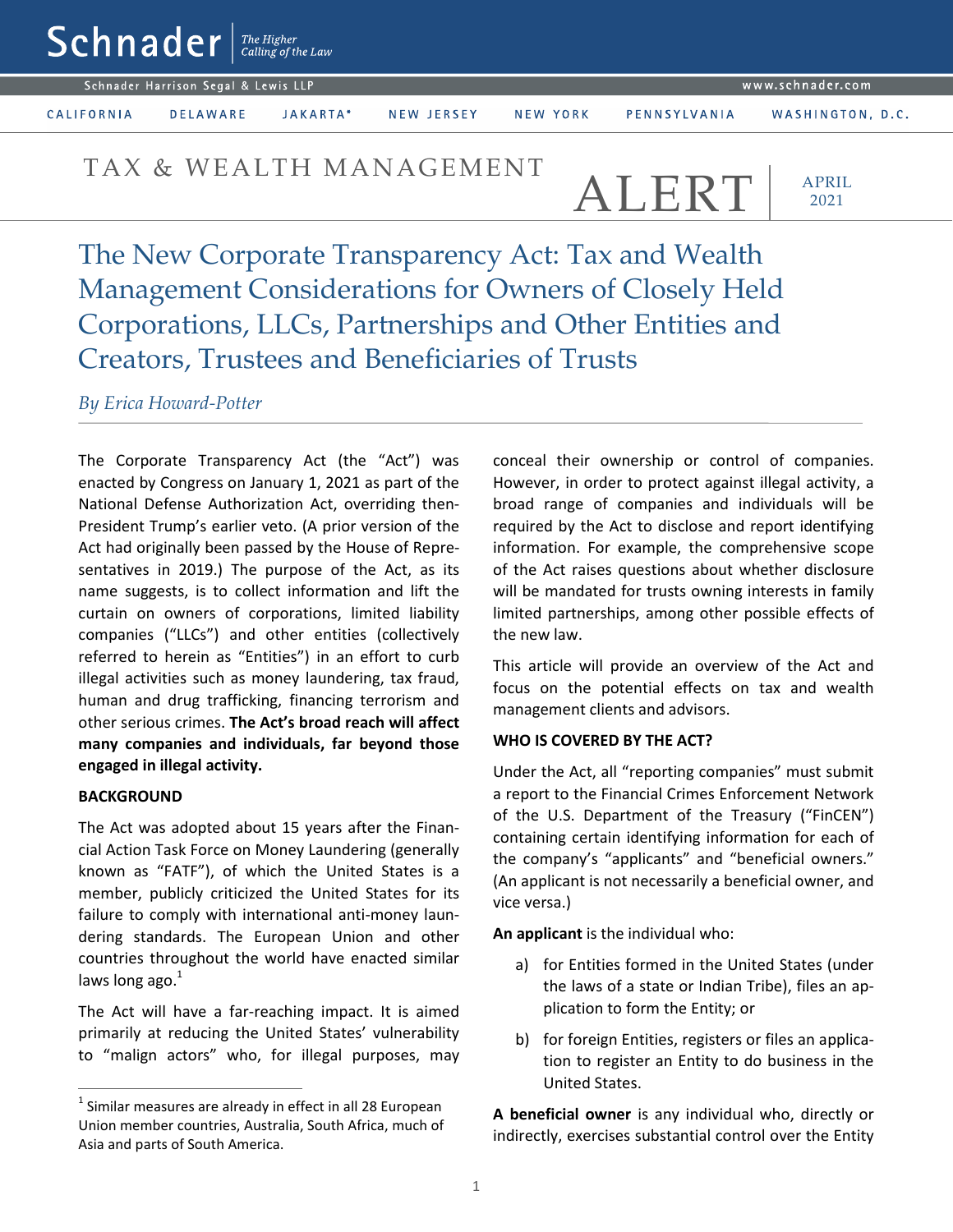Schnader | The Higher Calling of the Law

Schnader Harrison Segal & Lewis LLP

CALIFORNIA DELAWARE JAKARTA* NEW JERSEY NEW YORK PENNSYLVANIA WASHINGTON, D.C.

TAX & WEALTH MANAGEMENT ALERT | APRIL 2021

# The New Corporate Transparency Act: Tax and Wealth Management Considerations for Owners of Closely Held Corporations, LLCs, Partnerships and Other Entities and Creators, Trustees and Beneficiaries of Trusts

*By Erica Howard-Potter*

The Corporate Transparency Act (the "Act") was enacted by Congress on January 1, 2021 as part of the National Defense Authorization Act, overriding then-President Trump's earlier veto. (A prior version of the Act had originally been passed by the House of Representatives in 2019.) The purpose of the Act, as its name suggests, is to collect information and lift the curtain on owners of corporations, limited liability companies ("LLCs") and other entities (collectively referred to herein as "Entities") in an effort to curb illegal activities such as money laundering, tax fraud, human and drug trafficking, financing terrorism and other serious crimes. **The Act's broad reach will affect many companies and individuals, far beyond those engaged in illegal activity.**

**BACKGROUND**

The Act was adopted about 15 years after the Financial Action Task Force on Money Laundering (generally known as "FATF"), of which the United States is a member, publicly criticized the United States for its failure to comply with international anti-money laundering standards. The European Union and other countries throughout the world have enacted similar laws long ago.[1]

The Act will have a far-reaching impact. It is aimed primarily at reducing the United States' vulnerability to "malign actors" who, for illegal purposes, may conceal their ownership or control of companies. However, in order to protect against illegal activity, a broad range of companies and individuals will be required by the Act to disclose and report identifying information. For example, the comprehensive scope of the Act raises questions about whether disclosure will be mandated for trusts owning interests in family limited partnerships, among other possible effects of the new law.

This article will provide an overview of the Act and focus on the potential effects on tax and wealth management clients and advisors.

**WHO IS COVERED BY THE ACT?**

Under the Act, all "reporting companies" must submit a report to the Financial Crimes Enforcement Network of the U.S. Department of the Treasury ("FinCEN") containing certain identifying information for each of the company's "applicants" and "beneficial owners." (An applicant is not necessarily a beneficial owner, and vice versa.)

**An applicant** is the individual who:

a) for Entities formed in the United States (under the laws of a state or Indian Tribe), files an application to form the Entity; or

b) for foreign Entities, registers or files an application to register an Entity to do business in the United States.

**A beneficial owner** is any individual who, directly or indirectly, exercises substantial control over the Entity

[1] Similar measures are already in effect in all 28 European Union member countries, Australia, South Africa, much of Asia and parts of South America.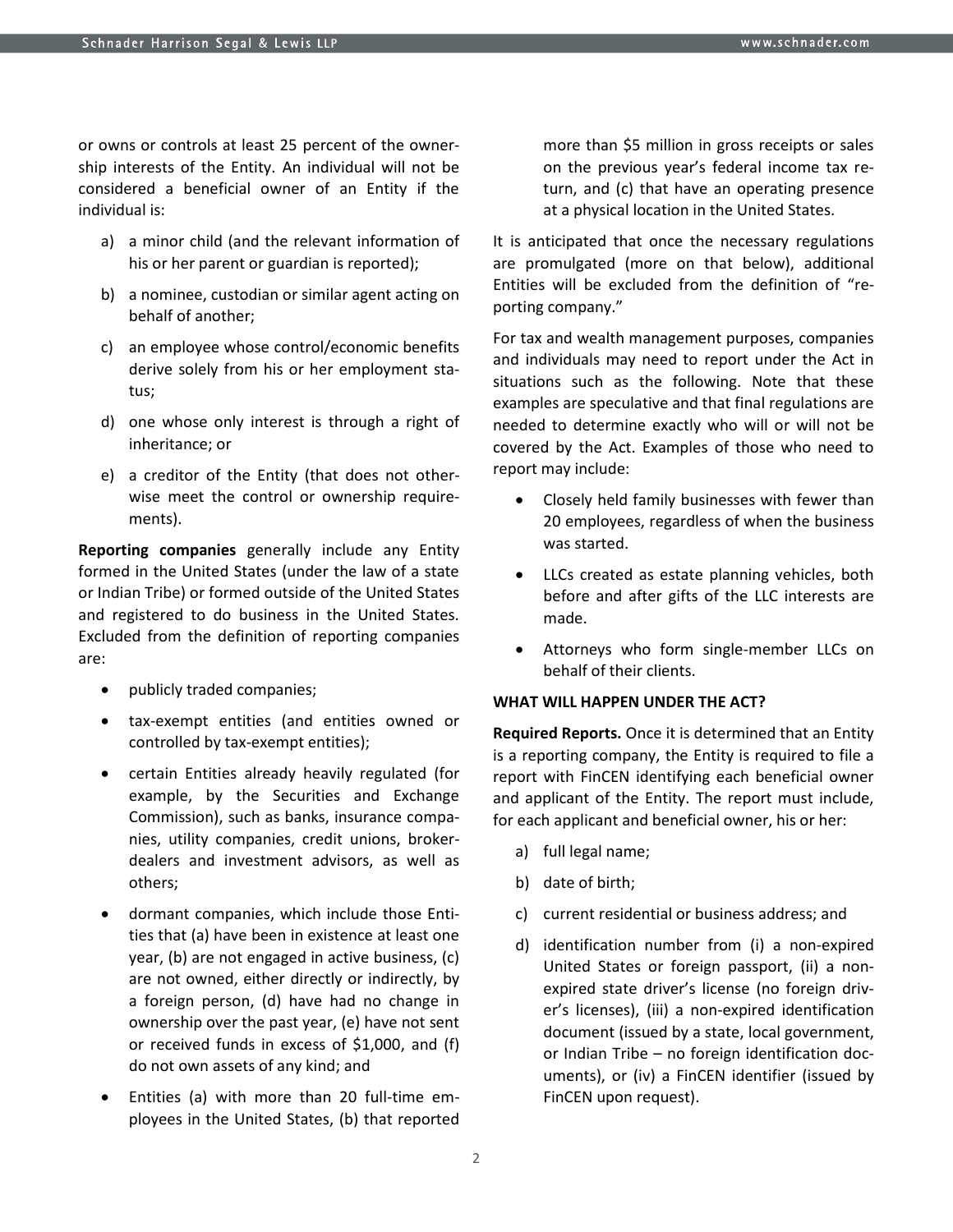or owns or controls at least 25 percent of the ownership interests of the Entity. An individual will not be considered a beneficial owner of an Entity if the individual is:

a) a minor child (and the relevant information of his or her parent or guardian is reported);

b) a nominee, custodian or similar agent acting on behalf of another;

c) an employee whose control/economic benefits derive solely from his or her employment status;

d) one whose only interest is through a right of inheritance; or

e) a creditor of the Entity (that does not otherwise meet the control or ownership requirements).

**Reporting companies** generally include any Entity formed in the United States (under the law of a state or Indian Tribe) or formed outside of the United States and registered to do business in the United States. Excluded from the definition of reporting companies are:

- publicly traded companies;
- tax-exempt entities (and entities owned or controlled by tax-exempt entities);
- certain Entities already heavily regulated (for example, by the Securities and Exchange Commission), such as banks, insurance companies, utility companies, credit unions, broker-dealers and investment advisors, as well as others;
- dormant companies, which include those Entities that (a) have been in existence at least one year, (b) are not engaged in active business, (c) are not owned, either directly or indirectly, by a foreign person, (d) have had no change in ownership over the past year, (e) have not sent or received funds in excess of $1,000, and (f) do not own assets of any kind; and
- Entities (a) with more than 20 full-time employees in the United States, (b) that reported more than $5 million in gross receipts or sales on the previous year's federal income tax return, and (c) that have an operating presence at a physical location in the United States.

It is anticipated that once the necessary regulations are promulgated (more on that below), additional Entities will be excluded from the definition of "reporting company."

For tax and wealth management purposes, companies and individuals may need to report under the Act in situations such as the following. Note that these examples are speculative and that final regulations are needed to determine exactly who will or will not be covered by the Act. Examples of those who need to report may include:

- Closely held family businesses with fewer than 20 employees, regardless of when the business was started.
- LLCs created as estate planning vehicles, both before and after gifts of the LLC interests are made.
- Attorneys who form single-member LLCs on behalf of their clients.

**WHAT WILL HAPPEN UNDER THE ACT?**

**Required Reports.** Once it is determined that an Entity is a reporting company, the Entity is required to file a report with FinCEN identifying each beneficial owner and applicant of the Entity. The report must include, for each applicant and beneficial owner, his or her:

a) full legal name;

b) date of birth;

c) current residential or business address; and

d) identification number from (i) a non-expired United States or foreign passport, (ii) a non-expired state driver's license (no foreign driver's licenses), (iii) a non-expired identification document (issued by a state, local government, or Indian Tribe – no foreign identification documents), or (iv) a FinCEN identifier (issued by FinCEN upon request).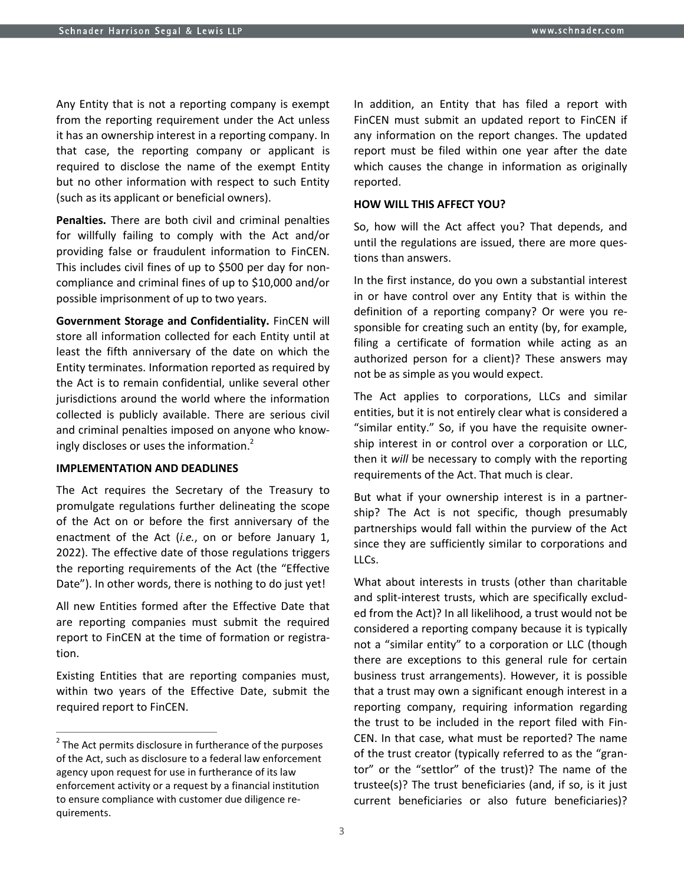Any Entity that is not a reporting company is exempt from the reporting requirement under the Act unless it has an ownership interest in a reporting company. In that case, the reporting company or applicant is required to disclose the name of the exempt Entity but no other information with respect to such Entity (such as its applicant or beneficial owners).

**Penalties.** There are both civil and criminal penalties for willfully failing to comply with the Act and/or providing false or fraudulent information to FinCEN. This includes civil fines of up to $500 per day for non-compliance and criminal fines of up to $10,000 and/or possible imprisonment of up to two years.

**Government Storage and Confidentiality.** FinCEN will store all information collected for each Entity until at least the fifth anniversary of the date on which the Entity terminates. Information reported as required by the Act is to remain confidential, unlike several other jurisdictions around the world where the information collected is publicly available. There are serious civil and criminal penalties imposed on anyone who knowingly discloses or uses the information.[2]

**IMPLEMENTATION AND DEADLINES**

The Act requires the Secretary of the Treasury to promulgate regulations further delineating the scope of the Act on or before the first anniversary of the enactment of the Act (*i.e.*, on or before January 1, 2022). The effective date of those regulations triggers the reporting requirements of the Act (the "Effective Date"). In other words, there is nothing to do just yet!

All new Entities formed after the Effective Date that are reporting companies must submit the required report to FinCEN at the time of formation or registration.

Existing Entities that are reporting companies must, within two years of the Effective Date, submit the required report to FinCEN.

In addition, an Entity that has filed a report with FinCEN must submit an updated report to FinCEN if any information on the report changes. The updated report must be filed within one year after the date which causes the change in information as originally reported.

**HOW WILL THIS AFFECT YOU?**

So, how will the Act affect you? That depends, and until the regulations are issued, there are more questions than answers.

In the first instance, do you own a substantial interest in or have control over any Entity that is within the definition of a reporting company? Or were you responsible for creating such an entity (by, for example, filing a certificate of formation while acting as an authorized person for a client)? These answers may not be as simple as you would expect.

The Act applies to corporations, LLCs and similar entities, but it is not entirely clear what is considered a "similar entity." So, if you have the requisite ownership interest in or control over a corporation or LLC, then it *will* be necessary to comply with the reporting requirements of the Act. That much is clear.

But what if your ownership interest is in a partnership? The Act is not specific, though presumably partnerships would fall within the purview of the Act since they are sufficiently similar to corporations and LLCs.

What about interests in trusts (other than charitable and split-interest trusts, which are specifically excluded from the Act)? In all likelihood, a trust would not be considered a reporting company because it is typically not a "similar entity" to a corporation or LLC (though there are exceptions to this general rule for certain business trust arrangements). However, it is possible that a trust may own a significant enough interest in a reporting company, requiring information regarding the trust to be included in the report filed with FinCEN. In that case, what must be reported? The name of the trust creator (typically referred to as the "grantor" or the "settlor" of the trust)? The name of the trustee(s)? The trust beneficiaries (and, if so, is it just current beneficiaries or also future beneficiaries)?

---

[2] The Act permits disclosure in furtherance of the purposes of the Act, such as disclosure to a federal law enforcement agency upon request for use in furtherance of its law enforcement activity or a request by a financial institution to ensure compliance with customer due diligence requirements.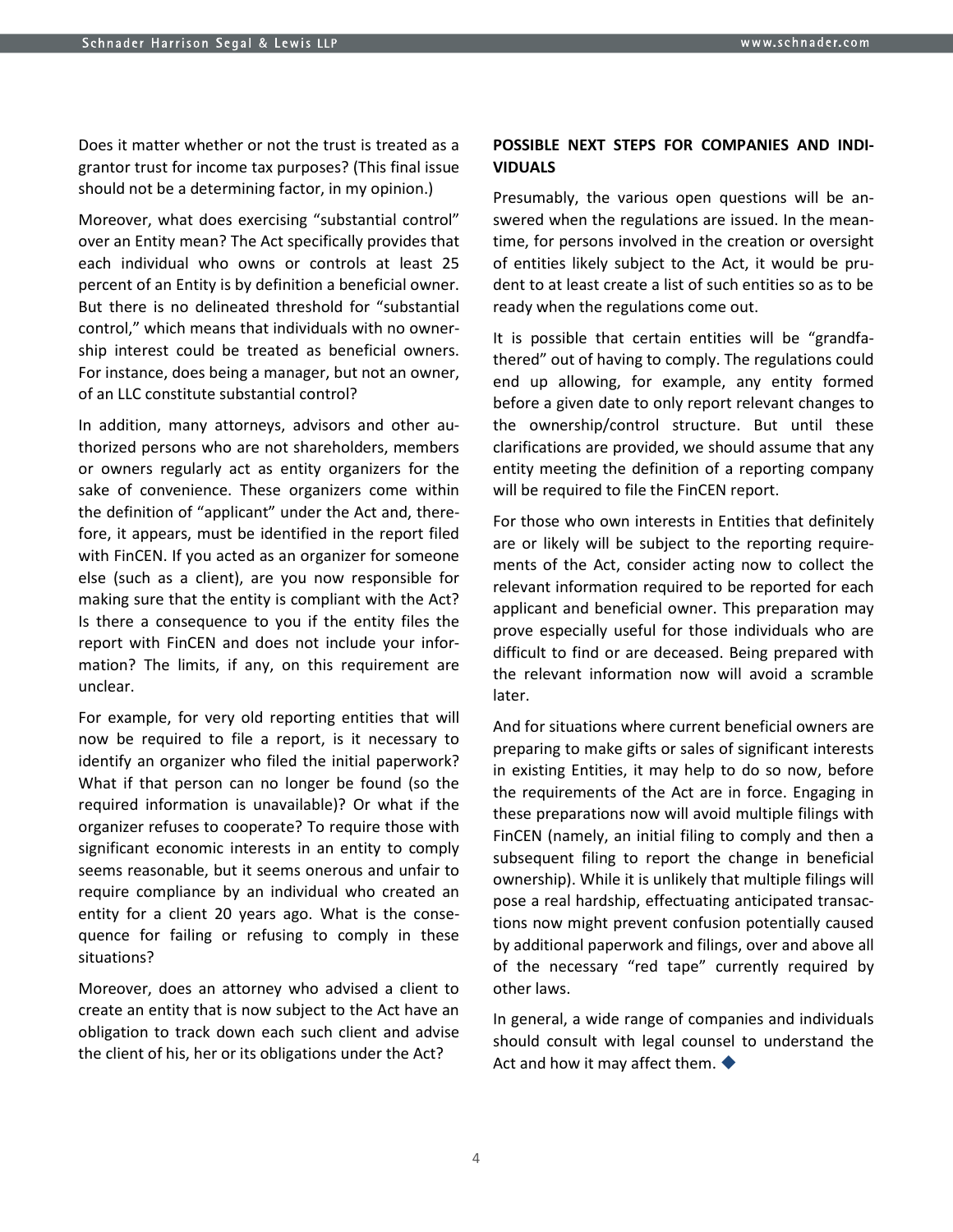Does it matter whether or not the trust is treated as a grantor trust for income tax purposes? (This final issue should not be a determining factor, in my opinion.)

Moreover, what does exercising "substantial control" over an Entity mean? The Act specifically provides that each individual who owns or controls at least 25 percent of an Entity is by definition a beneficial owner. But there is no delineated threshold for "substantial control," which means that individuals with no ownership interest could be treated as beneficial owners. For instance, does being a manager, but not an owner, of an LLC constitute substantial control?

In addition, many attorneys, advisors and other authorized persons who are not shareholders, members or owners regularly act as entity organizers for the sake of convenience. These organizers come within the definition of "applicant" under the Act and, therefore, it appears, must be identified in the report filed with FinCEN. If you acted as an organizer for someone else (such as a client), are you now responsible for making sure that the entity is compliant with the Act? Is there a consequence to you if the entity files the report with FinCEN and does not include your information? The limits, if any, on this requirement are unclear.

For example, for very old reporting entities that will now be required to file a report, is it necessary to identify an organizer who filed the initial paperwork? What if that person can no longer be found (so the required information is unavailable)? Or what if the organizer refuses to cooperate? To require those with significant economic interests in an entity to comply seems reasonable, but it seems onerous and unfair to require compliance by an individual who created an entity for a client 20 years ago. What is the consequence for failing or refusing to comply in these situations?

Moreover, does an attorney who advised a client to create an entity that is now subject to the Act have an obligation to track down each such client and advise the client of his, her or its obligations under the Act?

**POSSIBLE NEXT STEPS FOR COMPANIES AND INDIVIDUALS**

Presumably, the various open questions will be answered when the regulations are issued. In the meantime, for persons involved in the creation or oversight of entities likely subject to the Act, it would be prudent to at least create a list of such entities so as to be ready when the regulations come out.

It is possible that certain entities will be "grandfathered" out of having to comply. The regulations could end up allowing, for example, any entity formed before a given date to only report relevant changes to the ownership/control structure. But until these clarifications are provided, we should assume that any entity meeting the definition of a reporting company will be required to file the FinCEN report.

For those who own interests in Entities that definitely are or likely will be subject to the reporting requirements of the Act, consider acting now to collect the relevant information required to be reported for each applicant and beneficial owner. This preparation may prove especially useful for those individuals who are difficult to find or are deceased. Being prepared with the relevant information now will avoid a scramble later.

And for situations where current beneficial owners are preparing to make gifts or sales of significant interests in existing Entities, it may help to do so now, before the requirements of the Act are in force. Engaging in these preparations now will avoid multiple filings with FinCEN (namely, an initial filing to comply and then a subsequent filing to report the change in beneficial ownership). While it is unlikely that multiple filings will pose a real hardship, effectuating anticipated transactions now might prevent confusion potentially caused by additional paperwork and filings, over and above all of the necessary "red tape" currently required by other laws.

In general, a wide range of companies and individuals should consult with legal counsel to understand the Act and how it may affect them. ◆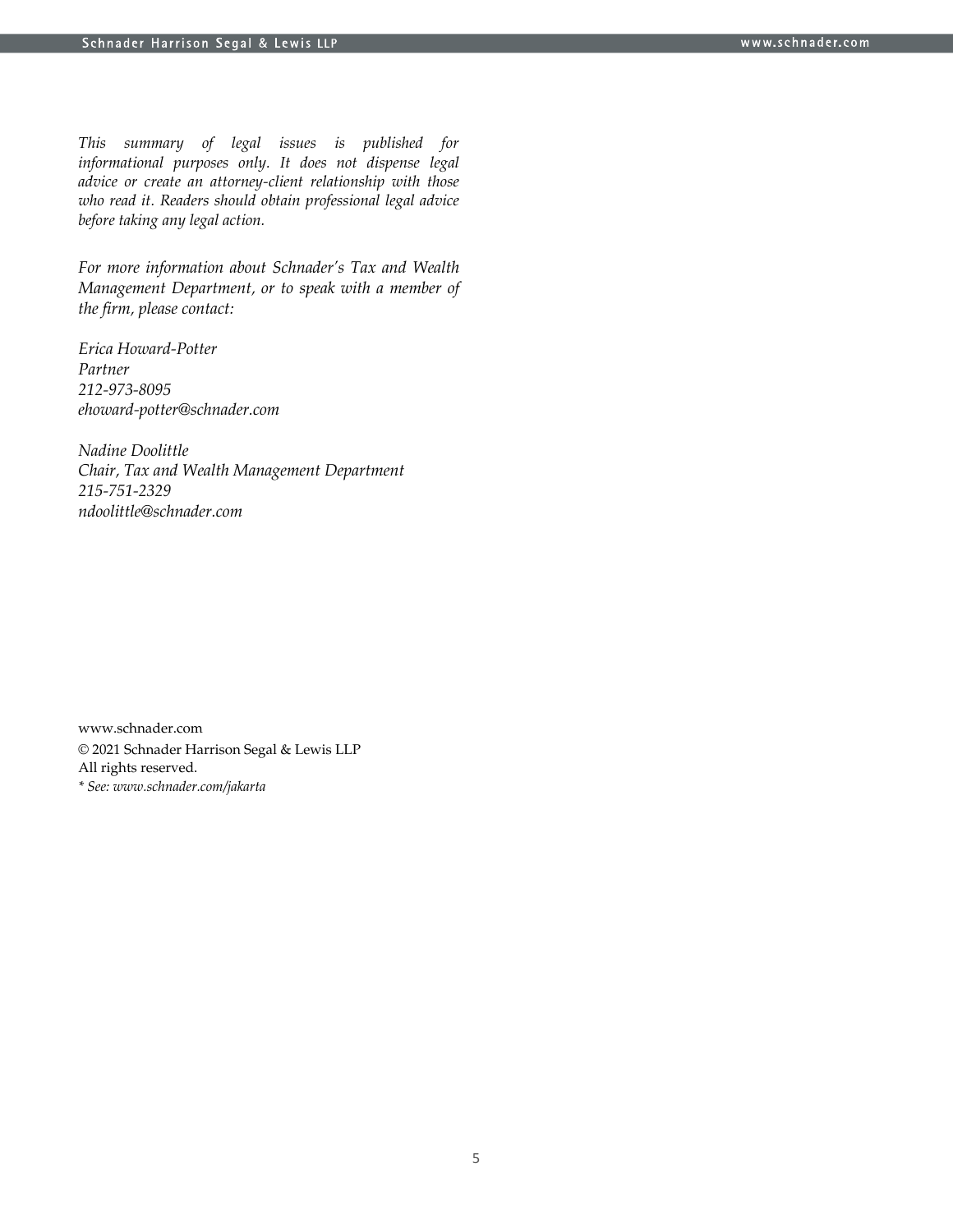*This summary of legal issues is published for informational purposes only. It does not dispense legal advice or create an attorney-client relationship with those who read it. Readers should obtain professional legal advice before taking any legal action.*

*For more information about Schnader's Tax and Wealth Management Department, or to speak with a member of the firm, please contact:*

*Erica Howard-Potter*
*Partner*
*212-973-8095*
*ehoward-potter@schnader.com*

*Nadine Doolittle*
*Chair, Tax and Wealth Management Department*
*215-751-2329*
*ndoolittle@schnader.com*

www.schnader.com
© 2021 Schnader Harrison Segal & Lewis LLP
All rights reserved.
*\* See: www.schnader.com/jakarta*